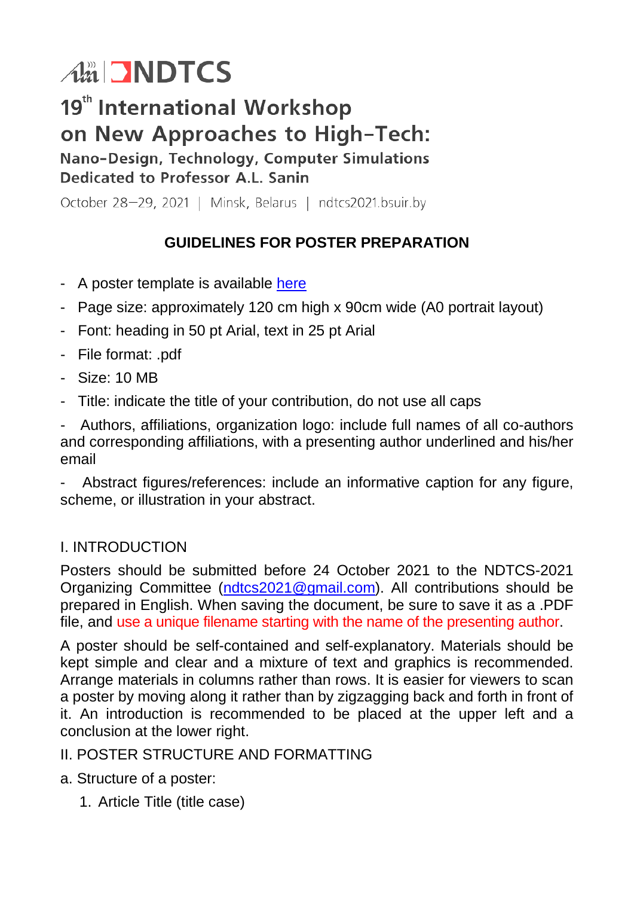# NDTCS

## 19th International Workshop on New Approaches to High-Tech:

### Nano-Design, Technology, Computer Simulations Dedicated to Professor A.L. Sanin

October 28–29, 2021 | Minsk, Belarus | ndtcs2021.bsuir.by

## GUIDELINES FOR POSTER PREPARATION

- A poster template is available [here]
- Page size: approximately 120 cm high x 90cm wide (A0 portrait layout)
- Font: heading in 50 pt Arial, text in 25 pt Arial
- File format: .pdf
- Size: 10 MB
- Title: indicate the title of your contribution, do not use all caps
- Authors, affiliations, organization logo: include full names of all co-authors and corresponding affiliations, with a presenting author underlined and his/her email
- Abstract figures/references: include an informative caption for any figure, scheme, or illustration in your abstract.

I. INTRODUCTION

Posters should be submitted before 24 October 2021 to the NDTCS-2021 Organizing Committee (ndtcs2021@gmail.com). All contributions should be prepared in English. When saving the document, be sure to save it as a .PDF file, and use a unique filename starting with the name of the presenting author.

A poster should be self-contained and self-explanatory. Materials should be kept simple and clear and a mixture of text and graphics is recommended. Arrange materials in columns rather than rows. It is easier for viewers to scan a poster by moving along it rather than by zigzagging back and forth in front of it. An introduction is recommended to be placed at the upper left and a conclusion at the lower right.

II. POSTER STRUCTURE AND FORMATTING

a. Structure of a poster:

1. Article Title (title case)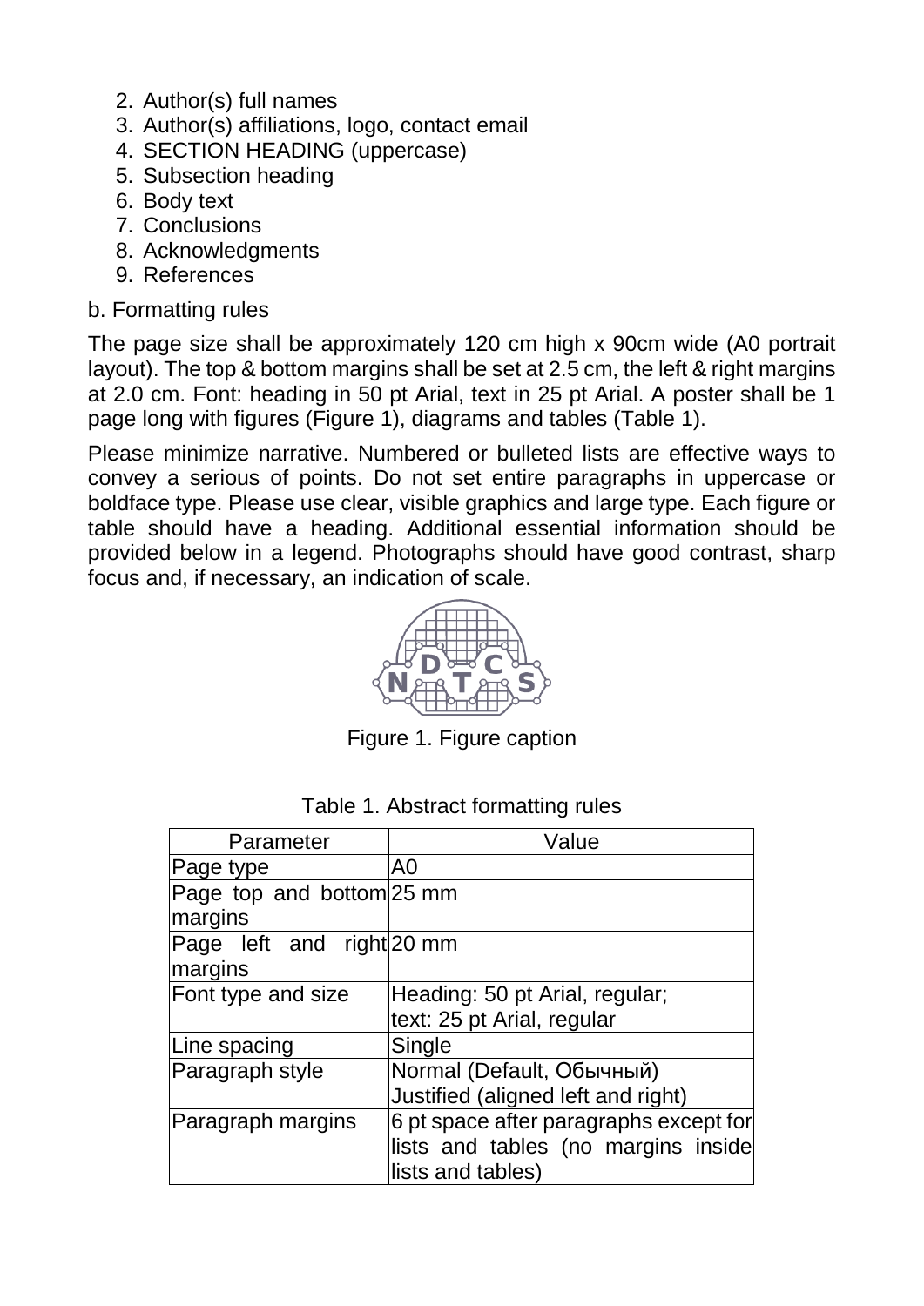2. Author(s) full names
3. Author(s) affiliations, logo, contact email
4. SECTION HEADING (uppercase)
5. Subsection heading
6. Body text
7. Conclusions
8. Acknowledgments
9. References

b. Formatting rules

The page size shall be approximately 120 cm high x 90cm wide (A0 portrait layout). The top & bottom margins shall be set at 2.5 cm, the left & right margins at 2.0 cm. Font: heading in 50 pt Arial, text in 25 pt Arial. A poster shall be 1 page long with figures (Figure 1), diagrams and tables (Table 1).

Please minimize narrative. Numbered or bulleted lists are effective ways to convey a serious of points. Do not set entire paragraphs in uppercase or boldface type. Please use clear, visible graphics and large type. Each figure or table should have a heading. Additional essential information should be provided below in a legend. Photographs should have good contrast, sharp focus and, if necessary, an indication of scale.

Figure 1. Figure caption

Table 1. Abstract formatting rules

| Parameter | Value |
|---|---|
| Page type | A0 |
| Page top and bottom margins | 25 mm |
| Page left and right margins | 20 mm |
| Font type and size | Heading: 50 pt Arial, regular; text: 25 pt Arial, regular |
| Line spacing | Single |
| Paragraph style | Normal (Default, Обычный) Justified (aligned left and right) |
| Paragraph margins | 6 pt space after paragraphs except for lists and tables (no margins inside lists and tables) |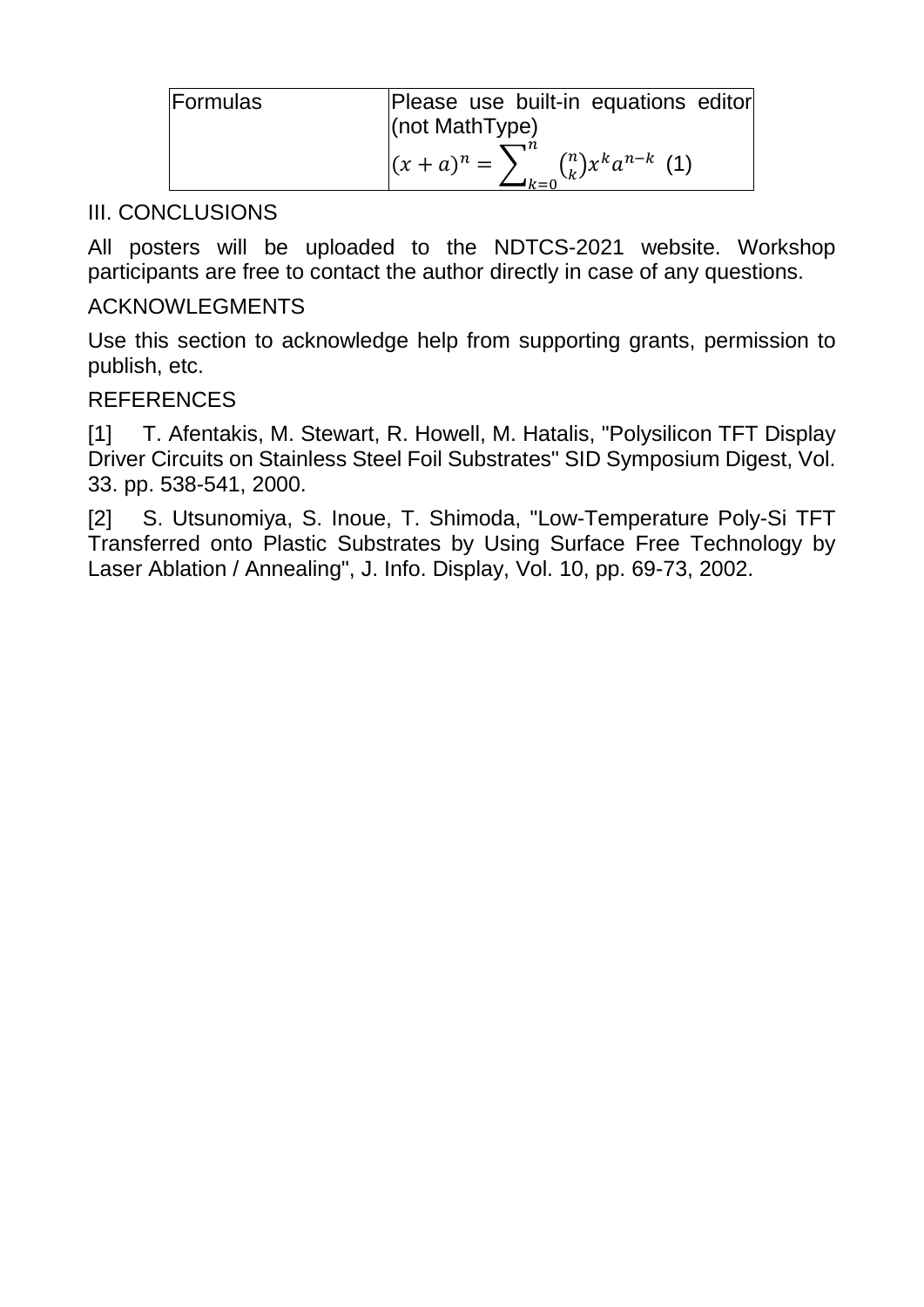| | |
|---|---|
| Formulas | Please use built-in equations editor (not MathType) $(x+a)^n = \sum_{k=0}^{n} \binom{n}{k} x^k a^{n-k}$ (1) |

## III. CONCLUSIONS

All posters will be uploaded to the NDTCS-2021 website. Workshop participants are free to contact the author directly in case of any questions.

## ACKNOWLEGMENTS

Use this section to acknowledge help from supporting grants, permission to publish, etc.

## REFERENCES

[1] T. Afentakis, M. Stewart, R. Howell, M. Hatalis, "Polysilicon TFT Display Driver Circuits on Stainless Steel Foil Substrates" SID Symposium Digest, Vol. 33. pp. 538-541, 2000.

[2] S. Utsunomiya, S. Inoue, T. Shimoda, "Low-Temperature Poly-Si TFT Transferred onto Plastic Substrates by Using Surface Free Technology by Laser Ablation / Annealing", J. Info. Display, Vol. 10, pp. 69-73, 2002.